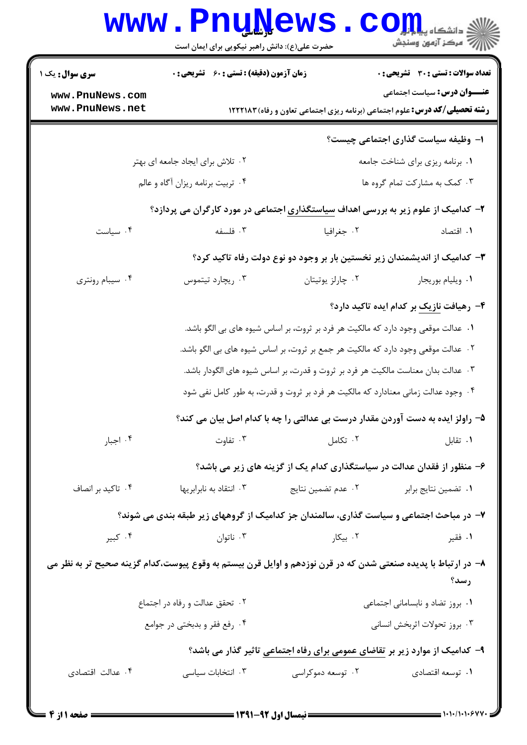کارشناسی

حضرت علی(ع): دانش راهبر نیکویی برای ایمان است

**سری سوال:** یک ۱

**زمان آزمون (دقیقه) : تستی : ۶۰ تشریحی : ۰**

**تعداد سوالات : تستی : ۳۰ تشریحی : ۰**

**عنـــوان درس:** سیاست اجتماعی

**رشته تحصیلی/کد درس:** علوم اجتماعی (برنامه ریزی اجتماعی تعاون و رفاه) ۱۲۲۲۱۸۳

**۱- وظیفه سیاست گذاری اجتماعی چیست؟**

۱. برنامه ریزی برای شناخت جامعه

۲. تلاش برای ایجاد جامعه ای بهتر

۳. کمک به مشارکت تمام گروه ها

۴. تربیت برنامه ریزان آگاه و عالم

**۲- کدامیک از علوم زیر به بررسی اهداف سیاستگذاری اجتماعی در مورد کارگران می پردازد؟**

۱. اقتصاد

۲. جغرافیا

۳. فلسفه

۴. سیاست

**۳- کدامیک از اندیشمندان زیر نخستین بار بر وجود دو نوع دولت رفاه تاکید کرد؟**

۱. ویلیام بوریجار

۲. چارلز یوتیتان

۳. ریچارد تیتموس

۴. سیبام رونتری

**۴- رهیافت نازیک بر کدام ایده تاکید دارد؟**

۱. عدالت موقعی وجود دارد که مالکیت هر فرد بر ثروت، بر اساس شیوه های بی الگو باشد.

۲. عدالت موقعی وجود دارد که مالکیت هر جمع بر ثروت، بر اساس شیوه های بی الگو باشد.

۳. عدالت بدان معناست مالکیت هر فرد بر ثروت و قدرت، بر اساس شیوه های الگودار باشد.

۴. وجود عدالت زمانی معنادارد که مالکیت هر فرد بر ثروت و قدرت، به طور کامل نفی شود

**۵- راولز ایده به دست آوردن مقدار درست بی عدالتی را چه با کدام اصل بیان می کند؟**

۱. تقابل

۲. تکامل

۳. تفاوت

۴. اجبار

**۶- منظور از فقدان عدالت در سیاستگذاری کدام یک از گزینه های زیر می باشد؟**

۱. تضمین نتایج برابر

۲. عدم تضمین نتایج

۳. انتقاد به نابرابریها

۴. تاکید بر انصاف

**۷- در مباحث اجتماعی و سیاست گذاری، سالمندان جز کدامیک از گروههای زیر طبقه بندی می شوند؟**

۱. فقیر

۲. بیکار

۳. ناتوان

۴. کبیر

**۸- در ارتباط با پدیده صنعتی شدن که در قرن نوزدهم و اوایل قرن بیستم به وقوع پیوست،کدام گزینه صحیح تر به نظر می رسد؟**

۱. بروز تضاد و نابسامانی اجتماعی

۲. تحقق عدالت و رفاه در اجتماع

۳. بروز تحولات اثربخش انسانی

۴. رفع فقر و بدبختی در جوامع

**۹- کدامیک از موارد زیر بر تقاضای عمومی برای رفاه اجتماعی تاثیر گذار می باشد؟**

۱. توسعه اقتصادی

۲. توسعه دموکراسی

۳. انتخابات سیاسی

۴. عدالت اقتصادی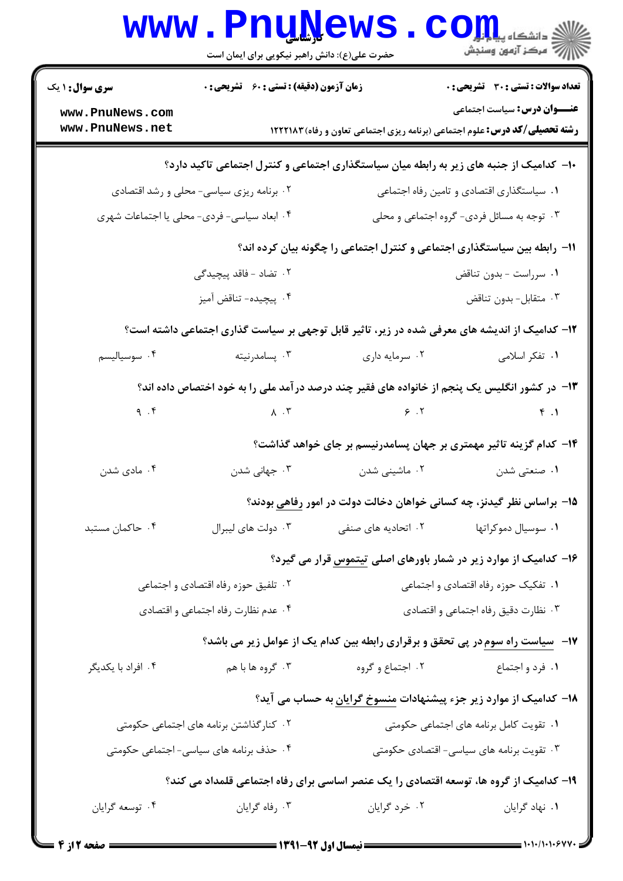۱۰- کدامیک از جنبه های زیر به رابطه میان سیاستگذاری اجتماعی و کنترل اجتماعی تاکید دارد؟

۱. سیاستگذاری اقتصادی و تامین رفاه اجتماعی
۲. برنامه ریزی سیاسی- محلی و رشد اقتصادی
۳. توجه به مسائل فردی- گروه اجتماعی و محلی
۴. ابعاد سیاسی- فردی- محلی یا اجتماعات شهری

۱۱- رابطه بین سیاستگذاری اجتماعی و کنترل اجتماعی را چگونه بیان کرده اند؟

۱. سرراست - بدون تناقض
۲. تضاد - فاقد پیچیدگی
۳. متقابل- بدون تناقض
۴. پیچیده- تناقض آمیز

۱۲- کدامیک از اندیشه های معرفی شده در زیر، تاثیر قابل توجهی بر سیاست گذاری اجتماعی داشته است؟

۱. تفکر اسلامی
۲. سرمایه داری
۳. پسامدرنیته
۴. سوسیالیسم

۱۳- در کشور انگلیس یک پنجم از خانواده های فقیر چند درصد درآمد ملی را به خود اختصاص داده اند؟

۱. ۴
۲. ۶
۳. ۸
۴. ۹

۱۴- کدام گزینه تاثیر مهمتری بر جهان پسامدرنیسم بر جای خواهد گذاشت؟

۱. صنعتی شدن
۲. ماشینی شدن
۳. جهانی شدن
۴. مادی شدن

۱۵- براساس نظر گیدنز، چه کسانی خواهان دخالت دولت در امور رفاهی بودند؟

۱. سوسیال دموکراتها
۲. اتحادیه های صنفی
۳. دولت های لیبرال
۴. حاکمان مستبد

۱۶- کدامیک از موارد زیر در شمار باورهای اصلی تیتموس قرار می گیرد؟

۱. تفکیک حوزه رفاه اقتصادی و اجتماعی
۲. تلفیق حوزه رفاه اقتصادی و اجتماعی
۳. نظارت دقیق رفاه اجتماعی و اقتصادی
۴. عدم نظارت رفاه اجتماعی و اقتصادی

۱۷- سیاست راه سوم در پی تحقق و برقراری رابطه بین کدام یک از عوامل زیر می باشد؟

۱. فرد و اجتماع
۲. اجتماع و گروه
۳. گروه ها با هم
۴. افراد با یکدیگر

۱۸- کدامیک از موارد زیر جزء پیشنهادات منسوخ گرایان به حساب می آید؟

۱. تقویت کامل برنامه های اجتماعی حکومتی
۲. کنارگذاشتن برنامه های اجتماعی حکومتی
۳. تقویت برنامه های سیاسی- اقتصادی حکومتی
۴. حذف برنامه های سیاسی- اجتماعی حکومتی

۱۹- کدامیک از گروه ها، توسعه اقتصادی را یک عنصر اساسی برای رفاه اجتماعی قلمداد می کند؟

۱. نهاد گرایان
۲. خرد گرایان
۳. رفاه گرایان
۴. توسعه گرایان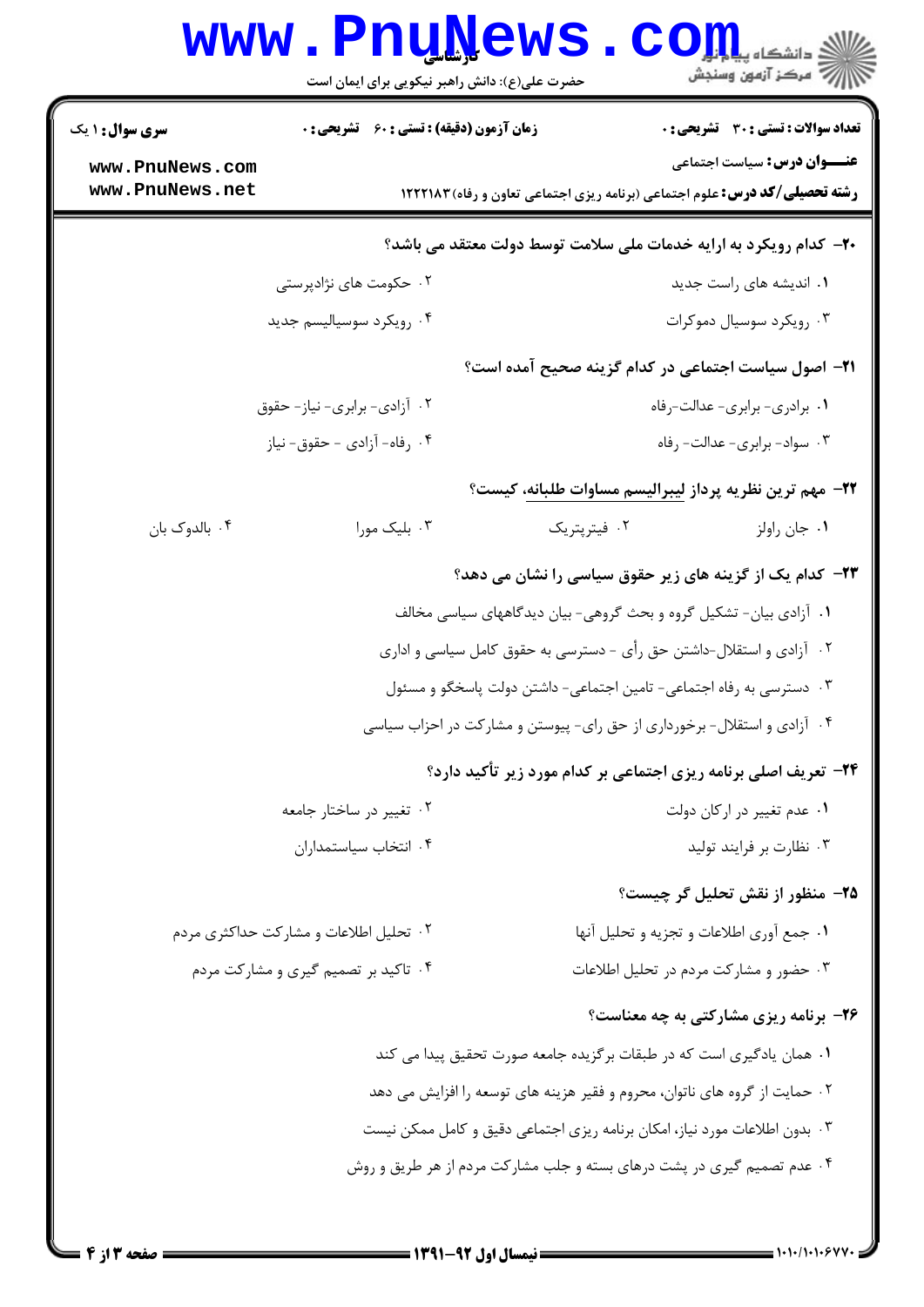**۲۰- کدام رویکرد به ارایه خدمات ملی سلامت توسط دولت معتقد می باشد؟**

۱. اندیشه های راست جدید

۲. حکومت های نژادپرستی

۳. رویکرد سوسیال دموکرات

۴. رویکرد سوسیالیسم جدید

**۲۱- اصول سیاست اجتماعی در کدام گزینه صحیح آمده است؟**

۱. برادری- برابری- عدالت-رفاه

۲. آزادی- برابری- نیاز- حقوق

۳. سواد- برابری- عدالت- رفاه

۴. رفاه- آزادی - حقوق- نیاز

**۲۲- مهم ترین نظریه پرداز لیبرالیسم مساوات طلبانه، کیست؟**

۱. جان راولز

۲. فیترپتریک

۳. بلیک مورا

۴. بالدوک بان

**۲۳- کدام یک از گزینه های زیر حقوق سیاسی را نشان می دهد؟**

۱. آزادی بیان- تشکیل گروه و بحث گروهی- بیان دیدگاههای سیاسی مخالف

۲. آزادی و استقلال-داشتن حق رأی - دسترسی به حقوق کامل سیاسی و اداری

۳. دسترسی به رفاه اجتماعی- تامین اجتماعی- داشتن دولت پاسخگو و مسئول

۴. آزادی و استقلال- برخورداری از حق رای- پیوستن و مشارکت در احزاب سیاسی

**۲۴- تعریف اصلی برنامه ریزی اجتماعی بر کدام مورد زیر تأکید دارد؟**

۱. عدم تغییر در ارکان دولت

۲. تغییر در ساختار جامعه

۳. نظارت بر فرایند تولید

۴. انتخاب سیاستمداران

**۲۵- منظور از نقش تحلیل گر چیست؟**

۱. جمع آوری اطلاعات و تجزیه و تحلیل آنها

۲. تحلیل اطلاعات و مشارکت حداکثری مردم

۳. حضور و مشارکت مردم در تحلیل اطلاعات

۴. تاکید بر تصمیم گیری و مشارکت مردم

**۲۶- برنامه ریزی مشارکتی به چه معناست؟**

۱. همان یادگیری است که در طبقات برگزیده جامعه صورت تحقیق پیدا می کند

۲. حمایت از گروه های ناتوان، محروم و فقیر هزینه های توسعه را افزایش می دهد

۳. بدون اطلاعات مورد نیاز، امکان برنامه ریزی اجتماعی دقیق و کامل ممکن نیست

۴. عدم تصمیم گیری در پشت درهای بسته و جلب مشارکت مردم از هر طریق و روش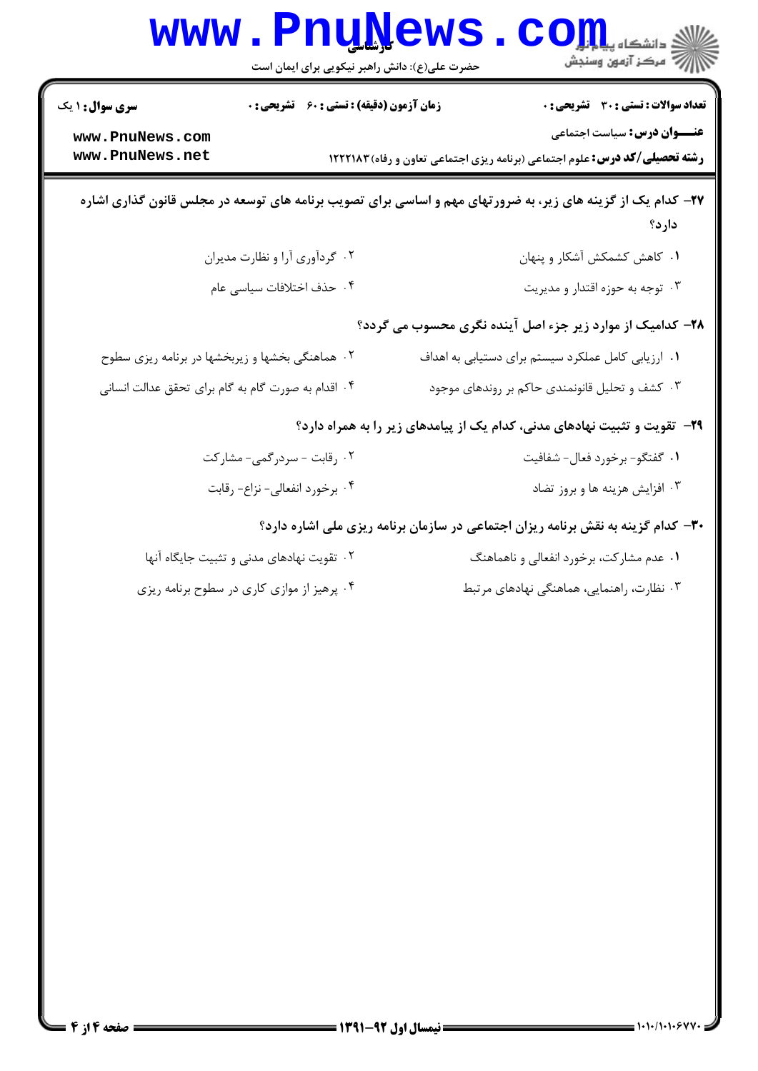۲۷- کدام یک از گزینه های زیر، به ضرورتهای مهم و اساسی برای تصویب برنامه های توسعه در مجلس قانون گذاری اشاره دارد؟

۱. کاهش کشمکش آشکار و پنهان

۲. گردآوری آرا و نظارت مدیران

۳. توجه به حوزه اقتدار و مدیریت

۴. حذف اختلافات سیاسی عام

۲۸- کدامیک از موارد زیر جزء اصل آینده نگری محسوب می گردد؟

۱. ارزیابی کامل عملکرد سیستم برای دستیابی به اهداف

۲. هماهنگی بخشها و زیربخشها در برنامه ریزی سطوح

۳. کشف و تحلیل قانونمندی حاکم بر روندهای موجود

۴. اقدام به صورت گام به گام برای تحقق عدالت انسانی

۲۹- تقویت و تثبیت نهادهای مدنی، کدام یک از پیامدهای زیر را به همراه دارد؟

۱. گفتگو- برخورد فعال- شفافیت

۲. رقابت - سردرگمی- مشارکت

۳. افزایش هزینه ها و بروز تضاد

۴. برخورد انفعالی- نزاع- رقابت

۳۰- کدام گزینه به نقش برنامه ریزان اجتماعی در سازمان برنامه ریزی ملی اشاره دارد؟

۱. عدم مشارکت، برخورد انفعالی و ناهماهنگ

۲. تقویت نهادهای مدنی و تثبیت جایگاه آنها

۳. نظارت، راهنمایی، هماهنگی نهادهای مرتبط

۴. پرهیز از موازی کاری در سطوح برنامه ریزی